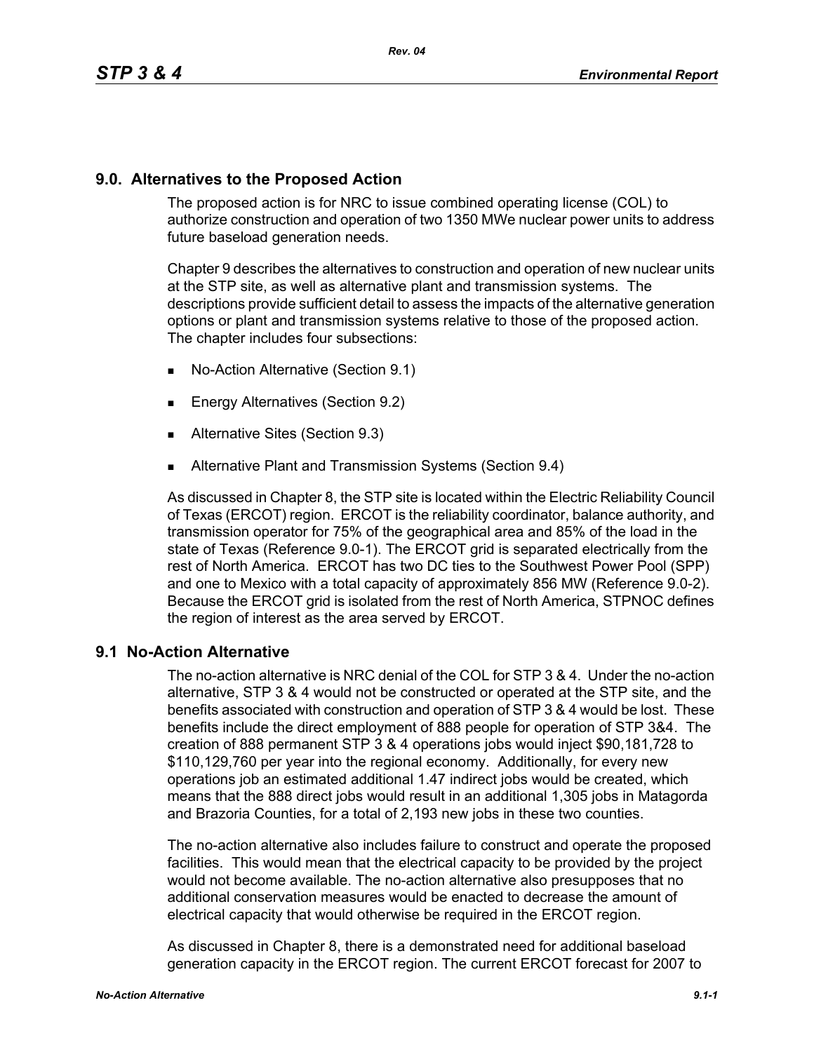## 9.0. Alternatives to the Proposed Action

The proposed action is for NRC to issue combined operating license (COL) to authorize construction and operation of two 1350 MWe nuclear power units to address future baseload generation needs.

Chapter 9 describes the alternatives to construction and operation of new nuclear units at the STP site, as well as alternative plant and transmission systems. The descriptions provide sufficient detail to assess the impacts of the alternative generation options or plant and transmission systems relative to those of the proposed action. The chapter includes four subsections:

- No-Action Alternative (Section 9.1)
- Energy Alternatives (Section 9.2)
- Alternative Sites (Section 9.3)
- Alternative Plant and Transmission Systems (Section 9.4)

As discussed in Chapter 8, the STP site is located within the Electric Reliability Council of Texas (ERCOT) region. ERCOT is the reliability coordinator, balance authority, and transmission operator for 75% of the geographical area and 85% of the load in the state of Texas (Reference 9.0-1). The ERCOT grid is separated electrically from the rest of North America. ERCOT has two DC ties to the Southwest Power Pool (SPP) and one to Mexico with a total capacity of approximately 856 MW (Reference 9.0-2). Because the ERCOT grid is isolated from the rest of North America, STPNOC defines the region of interest as the area served by ERCOT.

## 9.1 No-Action Alternative

The no-action alternative is NRC denial of the COL for STP 3 & 4. Under the no-action alternative, STP 3 & 4 would not be constructed or operated at the STP site, and the benefits associated with construction and operation of STP 3 & 4 would be lost. These benefits include the direct employment of 888 people for operation of STP 3&4. The creation of 888 permanent STP 3 & 4 operations jobs would inject $90,181,728 to $110,129,760 per year into the regional economy. Additionally, for every new operations job an estimated additional 1.47 indirect jobs would be created, which means that the 888 direct jobs would result in an additional 1,305 jobs in Matagorda and Brazoria Counties, for a total of 2,193 new jobs in these two counties.

The no-action alternative also includes failure to construct and operate the proposed facilities. This would mean that the electrical capacity to be provided by the project would not become available. The no-action alternative also presupposes that no additional conservation measures would be enacted to decrease the amount of electrical capacity that would otherwise be required in the ERCOT region.

As discussed in Chapter 8, there is a demonstrated need for additional baseload generation capacity in the ERCOT region. The current ERCOT forecast for 2007 to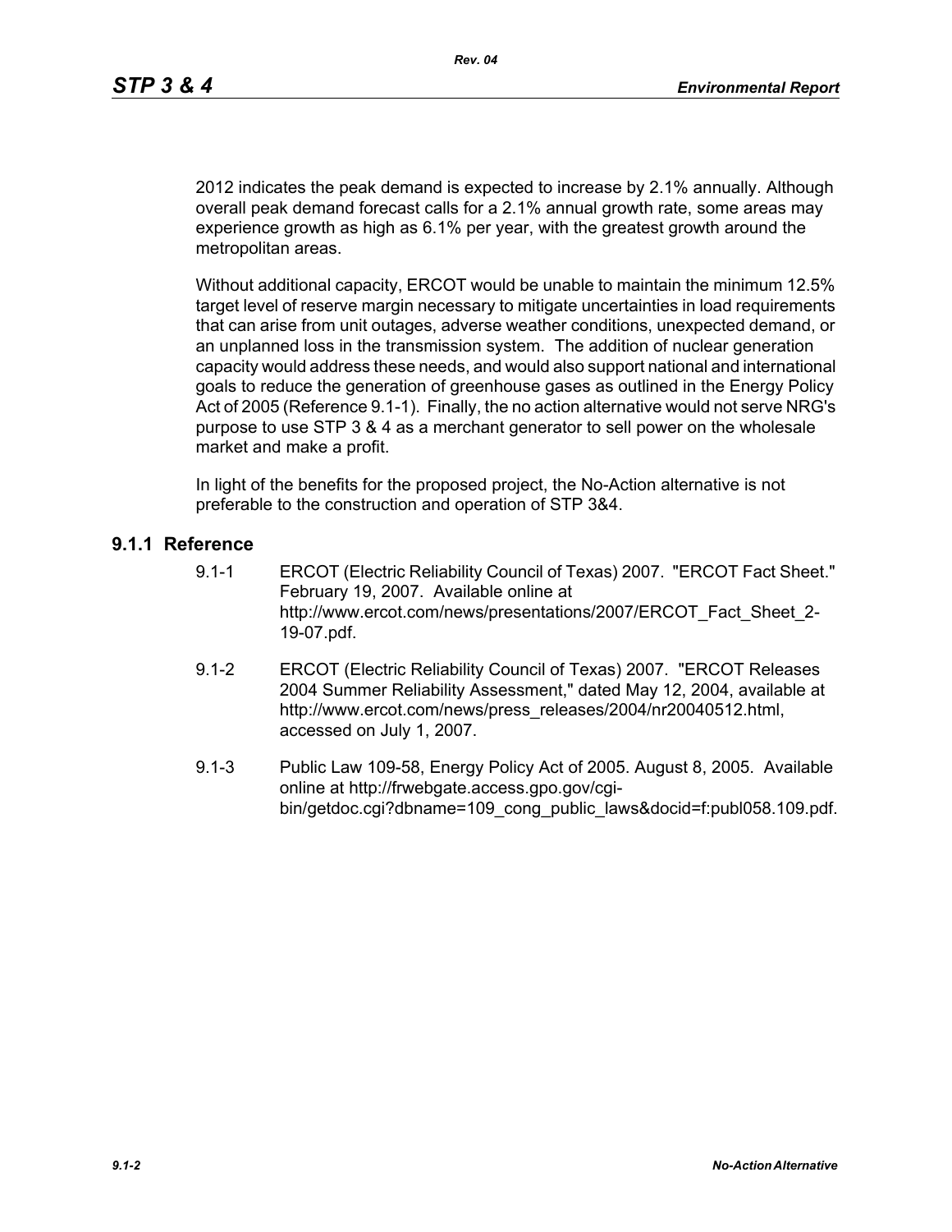2012 indicates the peak demand is expected to increase by 2.1% annually. Although overall peak demand forecast calls for a 2.1% annual growth rate, some areas may experience growth as high as 6.1% per year, with the greatest growth around the metropolitan areas.

Without additional capacity, ERCOT would be unable to maintain the minimum 12.5% target level of reserve margin necessary to mitigate uncertainties in load requirements that can arise from unit outages, adverse weather conditions, unexpected demand, or an unplanned loss in the transmission system. The addition of nuclear generation capacity would address these needs, and would also support national and international goals to reduce the generation of greenhouse gases as outlined in the Energy Policy Act of 2005 (Reference 9.1-1). Finally, the no action alternative would not serve NRG's purpose to use STP 3 & 4 as a merchant generator to sell power on the wholesale market and make a profit.

In light of the benefits for the proposed project, the No-Action alternative is not preferable to the construction and operation of STP 3&4.

## 9.1.1 Reference

9.1-1 ERCOT (Electric Reliability Council of Texas) 2007. "ERCOT Fact Sheet." February 19, 2007. Available online at http://www.ercot.com/news/presentations/2007/ERCOT_Fact_Sheet_2-19-07.pdf.

9.1-2 ERCOT (Electric Reliability Council of Texas) 2007. "ERCOT Releases 2004 Summer Reliability Assessment," dated May 12, 2004, available at http://www.ercot.com/news/press_releases/2004/nr20040512.html, accessed on July 1, 2007.

9.1-3 Public Law 109-58, Energy Policy Act of 2005. August 8, 2005. Available online at http://frwebgate.access.gpo.gov/cgi-bin/getdoc.cgi?dbname=109_cong_public_laws&docid=f:publ058.109.pdf.